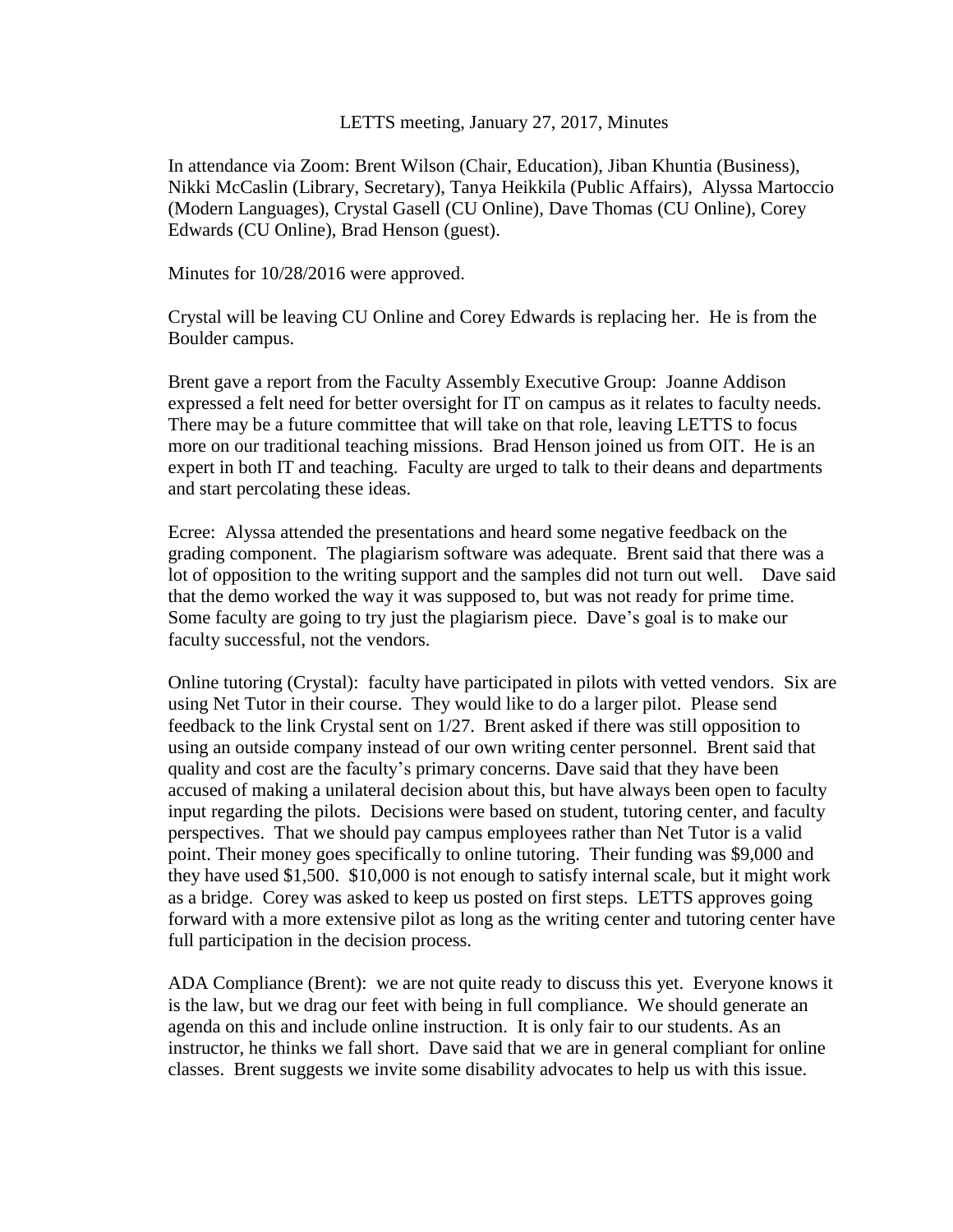# LETTS meeting, January 27, 2017, Minutes

In attendance via Zoom: Brent Wilson (Chair, Education), Jiban Khuntia (Business), Nikki McCaslin (Library, Secretary), Tanya Heikkila (Public Affairs), Alyssa Martoccio (Modern Languages), Crystal Gasell (CU Online), Dave Thomas (CU Online), Corey Edwards (CU Online), Brad Henson (guest).

Minutes for 10/28/2016 were approved.

Crystal will be leaving CU Online and Corey Edwards is replacing her. He is from the Boulder campus.

Brent gave a report from the Faculty Assembly Executive Group: Joanne Addison expressed a felt need for better oversight for IT on campus as it relates to faculty needs. There may be a future committee that will take on that role, leaving LETTS to focus more on our traditional teaching missions. Brad Henson joined us from OIT. He is an expert in both IT and teaching. Faculty are urged to talk to their deans and departments and start percolating these ideas.

Ecree: Alyssa attended the presentations and heard some negative feedback on the grading component. The plagiarism software was adequate. Brent said that there was a lot of opposition to the writing support and the samples did not turn out well. Dave said that the demo worked the way it was supposed to, but was not ready for prime time. Some faculty are going to try just the plagiarism piece. Dave's goal is to make our faculty successful, not the vendors.

Online tutoring (Crystal): faculty have participated in pilots with vetted vendors. Six are using Net Tutor in their course. They would like to do a larger pilot. Please send feedback to the link Crystal sent on 1/27. Brent asked if there was still opposition to using an outside company instead of our own writing center personnel. Brent said that quality and cost are the faculty's primary concerns. Dave said that they have been accused of making a unilateral decision about this, but have always been open to faculty input regarding the pilots. Decisions were based on student, tutoring center, and faculty perspectives. That we should pay campus employees rather than Net Tutor is a valid point. Their money goes specifically to online tutoring. Their funding was $9,000 and they have used $1,500. $10,000 is not enough to satisfy internal scale, but it might work as a bridge. Corey was asked to keep us posted on first steps. LETTS approves going forward with a more extensive pilot as long as the writing center and tutoring center have full participation in the decision process.

ADA Compliance (Brent): we are not quite ready to discuss this yet. Everyone knows it is the law, but we drag our feet with being in full compliance. We should generate an agenda on this and include online instruction. It is only fair to our students. As an instructor, he thinks we fall short. Dave said that we are in general compliant for online classes. Brent suggests we invite some disability advocates to help us with this issue.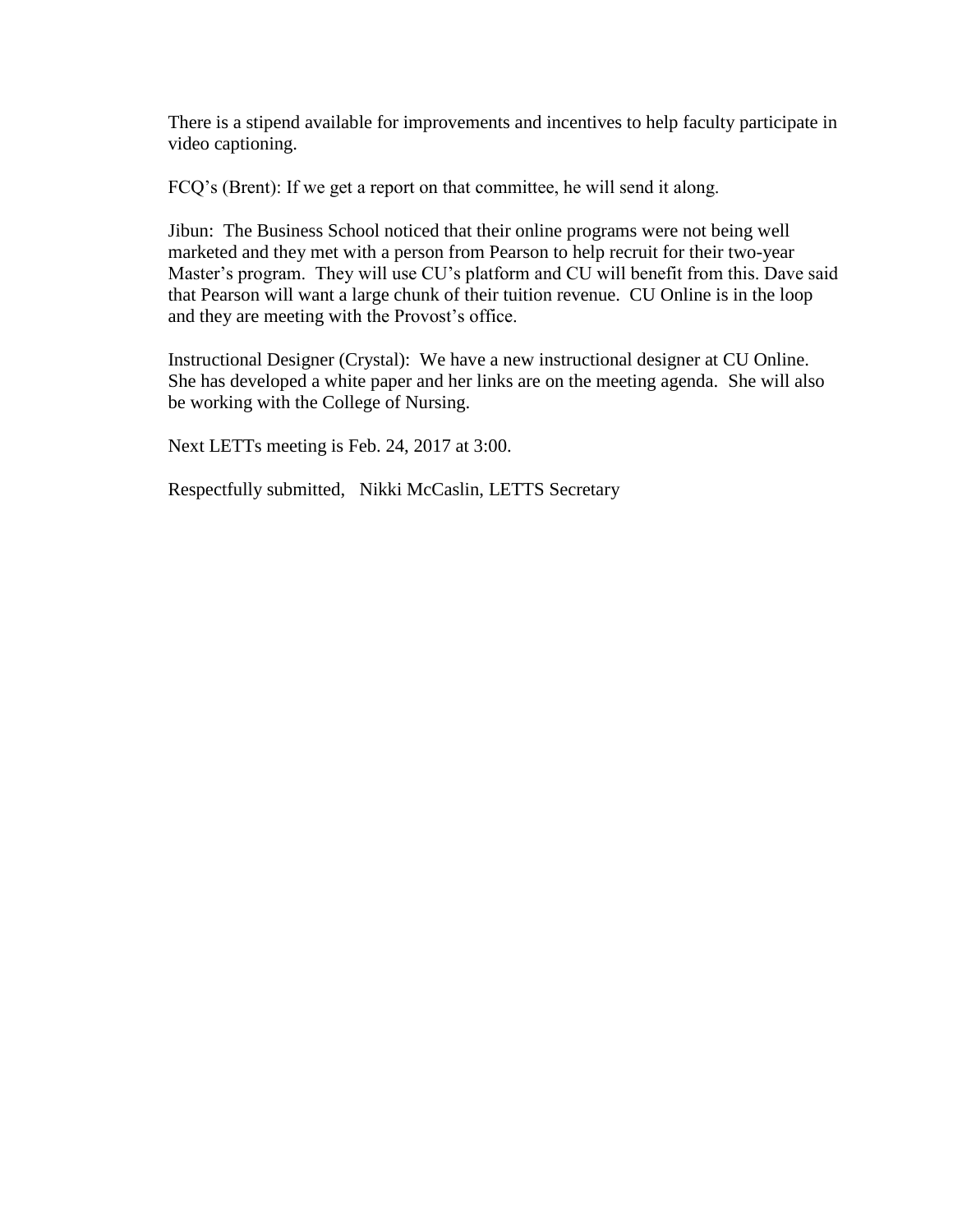There is a stipend available for improvements and incentives to help faculty participate in video captioning.

FCQ's (Brent): If we get a report on that committee, he will send it along.

Jibun: The Business School noticed that their online programs were not being well marketed and they met with a person from Pearson to help recruit for their two-year Master's program. They will use CU's platform and CU will benefit from this. Dave said that Pearson will want a large chunk of their tuition revenue. CU Online is in the loop and they are meeting with the Provost's office.

Instructional Designer (Crystal): We have a new instructional designer at CU Online. She has developed a white paper and her links are on the meeting agenda. She will also be working with the College of Nursing.

Next LETTs meeting is Feb. 24, 2017 at 3:00.

Respectfully submitted, Nikki McCaslin, LETTS Secretary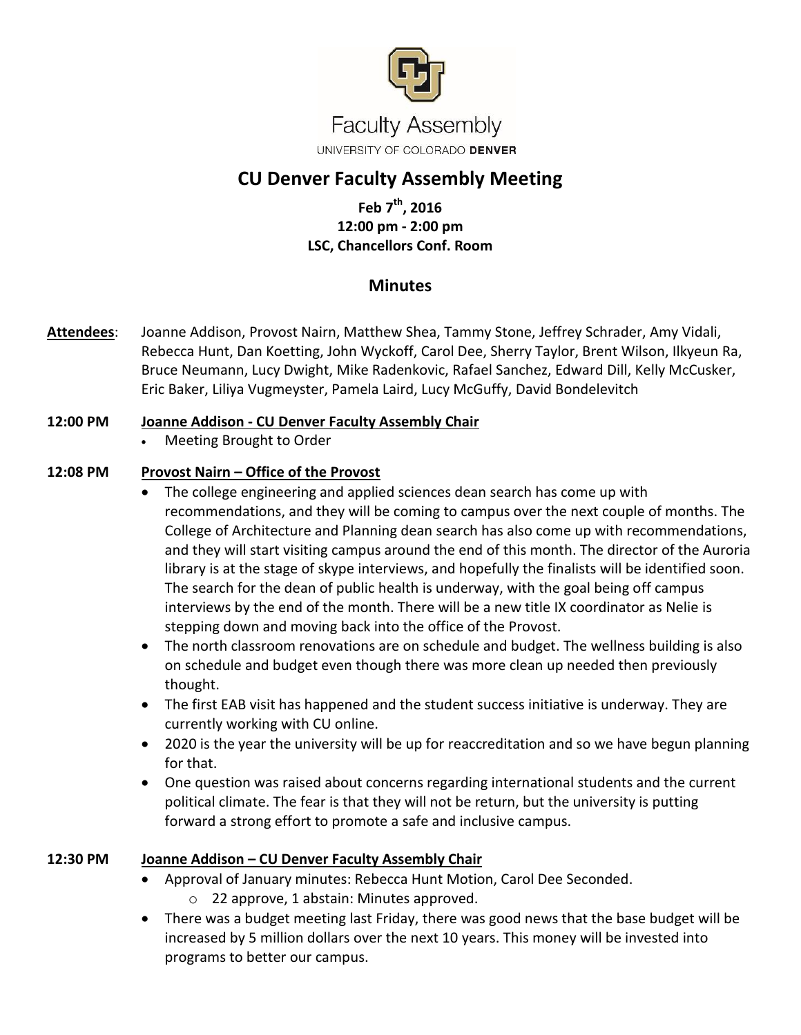Faculty Assembly

UNIVERSITY OF COLORADO DENVER

# CU Denver Faculty Assembly Meeting

**Feb 7th, 2016**
**12:00 pm - 2:00 pm**
**LSC, Chancellors Conf. Room**

## Minutes

**Attendees**: Joanne Addison, Provost Nairn, Matthew Shea, Tammy Stone, Jeffrey Schrader, Amy Vidali, Rebecca Hunt, Dan Koetting, John Wyckoff, Carol Dee, Sherry Taylor, Brent Wilson, Ilkyeun Ra, Bruce Neumann, Lucy Dwight, Mike Radenkovic, Rafael Sanchez, Edward Dill, Kelly McCusker, Eric Baker, Liliya Vugmeyster, Pamela Laird, Lucy McGuffy, David Bondelevitch

**12:00 PM** **Joanne Addison - CU Denver Faculty Assembly Chair**

- Meeting Brought to Order

**12:08 PM** **Provost Nairn – Office of the Provost**

- The college engineering and applied sciences dean search has come up with recommendations, and they will be coming to campus over the next couple of months. The College of Architecture and Planning dean search has also come up with recommendations, and they will start visiting campus around the end of this month. The director of the Auroria library is at the stage of skype interviews, and hopefully the finalists will be identified soon. The search for the dean of public health is underway, with the goal being off campus interviews by the end of the month. There will be a new title IX coordinator as Nelie is stepping down and moving back into the office of the Provost.
- The north classroom renovations are on schedule and budget. The wellness building is also on schedule and budget even though there was more clean up needed then previously thought.
- The first EAB visit has happened and the student success initiative is underway. They are currently working with CU online.
- 2020 is the year the university will be up for reaccreditation and so we have begun planning for that.
- One question was raised about concerns regarding international students and the current political climate. The fear is that they will not be return, but the university is putting forward a strong effort to promote a safe and inclusive campus.

**12:30 PM** **Joanne Addison – CU Denver Faculty Assembly Chair**

- Approval of January minutes: Rebecca Hunt Motion, Carol Dee Seconded.
  - 22 approve, 1 abstain: Minutes approved.
- There was a budget meeting last Friday, there was good news that the base budget will be increased by 5 million dollars over the next 10 years. This money will be invested into programs to better our campus.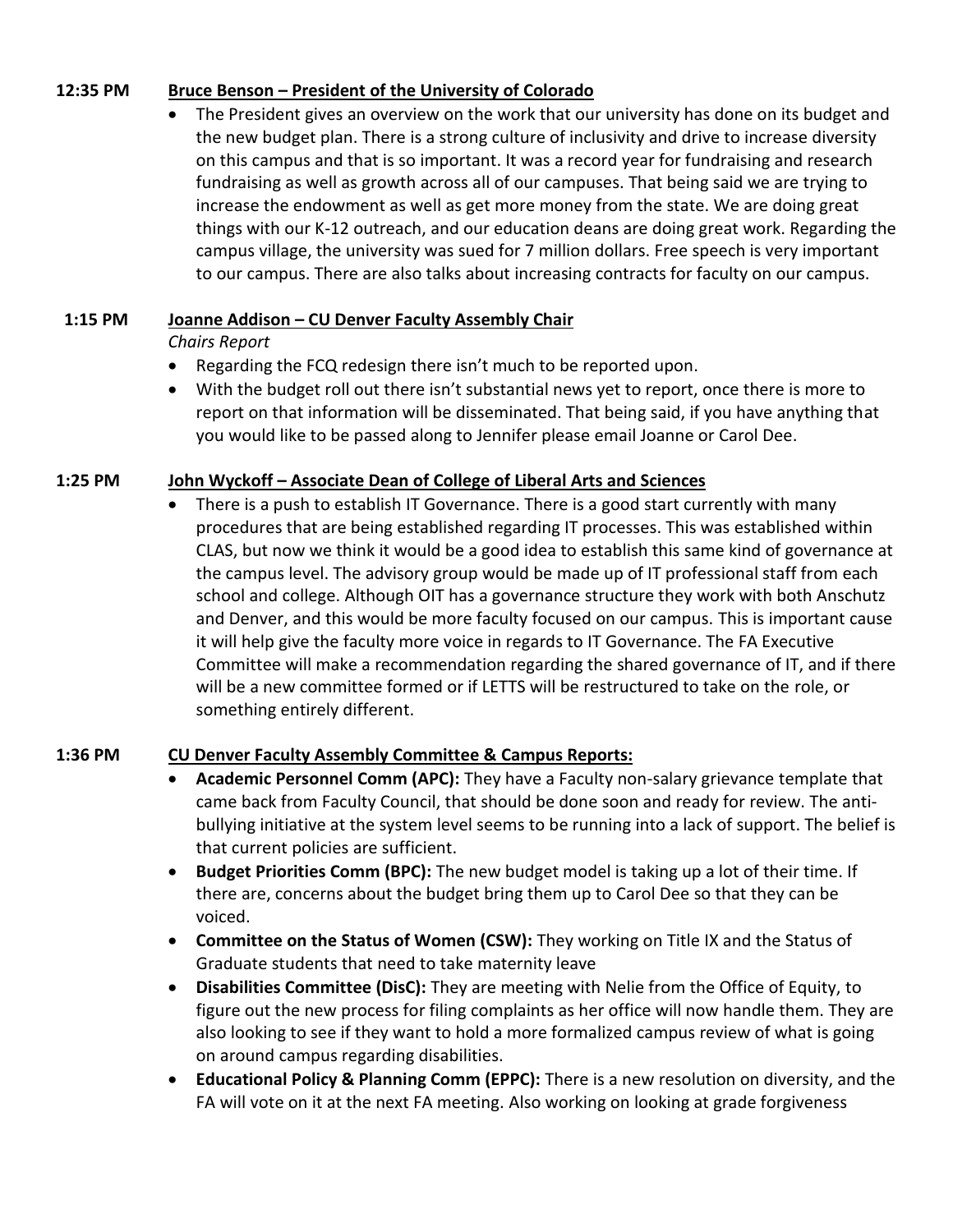**12:35 PM** **Bruce Benson – President of the University of Colorado**

- The President gives an overview on the work that our university has done on its budget and the new budget plan. There is a strong culture of inclusivity and drive to increase diversity on this campus and that is so important. It was a record year for fundraising and research fundraising as well as growth across all of our campuses. That being said we are trying to increase the endowment as well as get more money from the state. We are doing great things with our K-12 outreach, and our education deans are doing great work. Regarding the campus village, the university was sued for 7 million dollars. Free speech is very important to our campus. There are also talks about increasing contracts for faculty on our campus.

**1:15 PM** **Joanne Addison – CU Denver Faculty Assembly Chair**

*Chairs Report*

- Regarding the FCQ redesign there isn't much to be reported upon.
- With the budget roll out there isn't substantial news yet to report, once there is more to report on that information will be disseminated. That being said, if you have anything that you would like to be passed along to Jennifer please email Joanne or Carol Dee.

**1:25 PM** **John Wyckoff – Associate Dean of College of Liberal Arts and Sciences**

- There is a push to establish IT Governance. There is a good start currently with many procedures that are being established regarding IT processes. This was established within CLAS, but now we think it would be a good idea to establish this same kind of governance at the campus level. The advisory group would be made up of IT professional staff from each school and college. Although OIT has a governance structure they work with both Anschutz and Denver, and this would be more faculty focused on our campus. This is important cause it will help give the faculty more voice in regards to IT Governance. The FA Executive Committee will make a recommendation regarding the shared governance of IT, and if there will be a new committee formed or if LETTS will be restructured to take on the role, or something entirely different.

**1:36 PM** **CU Denver Faculty Assembly Committee & Campus Reports:**

- **Academic Personnel Comm (APC):** They have a Faculty non-salary grievance template that came back from Faculty Council, that should be done soon and ready for review. The anti-bullying initiative at the system level seems to be running into a lack of support. The belief is that current policies are sufficient.
- **Budget Priorities Comm (BPC):** The new budget model is taking up a lot of their time. If there are, concerns about the budget bring them up to Carol Dee so that they can be voiced.
- **Committee on the Status of Women (CSW):** They working on Title IX and the Status of Graduate students that need to take maternity leave
- **Disabilities Committee (DisC):** They are meeting with Nelie from the Office of Equity, to figure out the new process for filing complaints as her office will now handle them. They are also looking to see if they want to hold a more formalized campus review of what is going on around campus regarding disabilities.
- **Educational Policy & Planning Comm (EPPC):** There is a new resolution on diversity, and the FA will vote on it at the next FA meeting. Also working on looking at grade forgiveness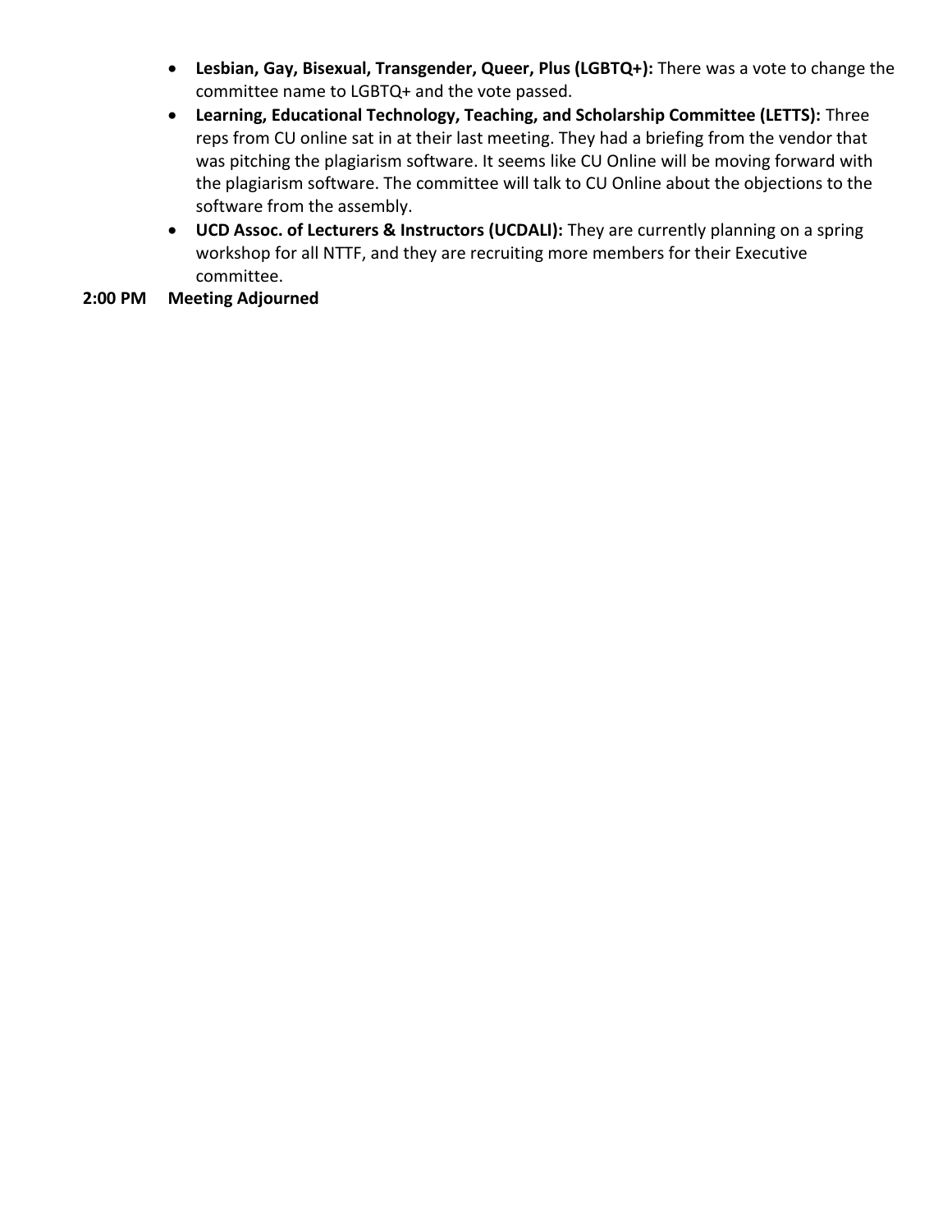- **Lesbian, Gay, Bisexual, Transgender, Queer, Plus (LGBTQ+):** There was a vote to change the committee name to LGBTQ+ and the vote passed.
- **Learning, Educational Technology, Teaching, and Scholarship Committee (LETTS):** Three reps from CU online sat in at their last meeting. They had a briefing from the vendor that was pitching the plagiarism software. It seems like CU Online will be moving forward with the plagiarism software. The committee will talk to CU Online about the objections to the software from the assembly.
- **UCD Assoc. of Lecturers & Instructors (UCDALI):** They are currently planning on a spring workshop for all NTTF, and they are recruiting more members for their Executive committee.

**2:00 PM Meeting Adjourned**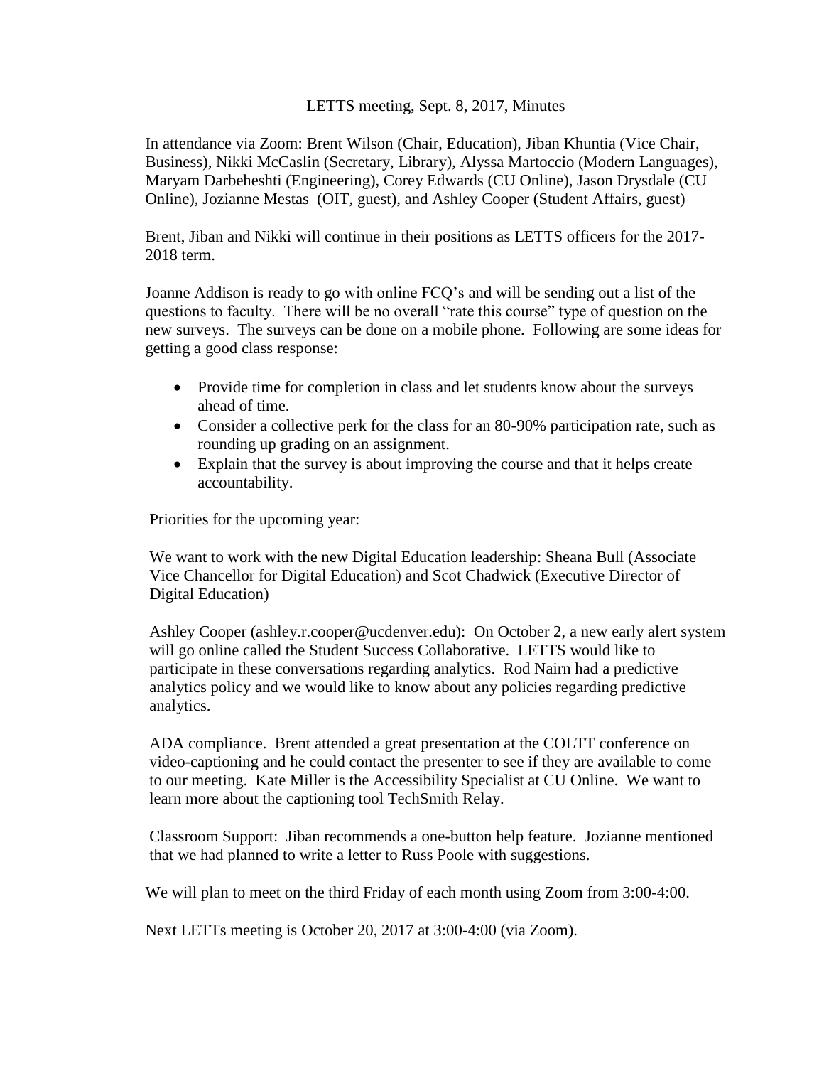# LETTS meeting, Sept. 8, 2017, Minutes

In attendance via Zoom: Brent Wilson (Chair, Education), Jiban Khuntia (Vice Chair, Business), Nikki McCaslin (Secretary, Library), Alyssa Martoccio (Modern Languages), Maryam Darbeheshti (Engineering), Corey Edwards (CU Online), Jason Drysdale (CU Online), Jozianne Mestas (OIT, guest), and Ashley Cooper (Student Affairs, guest)

Brent, Jiban and Nikki will continue in their positions as LETTS officers for the 2017-2018 term.

Joanne Addison is ready to go with online FCQ's and will be sending out a list of the questions to faculty. There will be no overall "rate this course" type of question on the new surveys. The surveys can be done on a mobile phone. Following are some ideas for getting a good class response:

- Provide time for completion in class and let students know about the surveys ahead of time.
- Consider a collective perk for the class for an 80-90% participation rate, such as rounding up grading on an assignment.
- Explain that the survey is about improving the course and that it helps create accountability.

Priorities for the upcoming year:

We want to work with the new Digital Education leadership: Sheana Bull (Associate Vice Chancellor for Digital Education) and Scot Chadwick (Executive Director of Digital Education)

Ashley Cooper (ashley.r.cooper@ucdenver.edu): On October 2, a new early alert system will go online called the Student Success Collaborative. LETTS would like to participate in these conversations regarding analytics. Rod Nairn had a predictive analytics policy and we would like to know about any policies regarding predictive analytics.

ADA compliance. Brent attended a great presentation at the COLTT conference on video-captioning and he could contact the presenter to see if they are available to come to our meeting. Kate Miller is the Accessibility Specialist at CU Online. We want to learn more about the captioning tool TechSmith Relay.

Classroom Support: Jiban recommends a one-button help feature. Jozianne mentioned that we had planned to write a letter to Russ Poole with suggestions.

We will plan to meet on the third Friday of each month using Zoom from 3:00-4:00.

Next LETTs meeting is October 20, 2017 at 3:00-4:00 (via Zoom).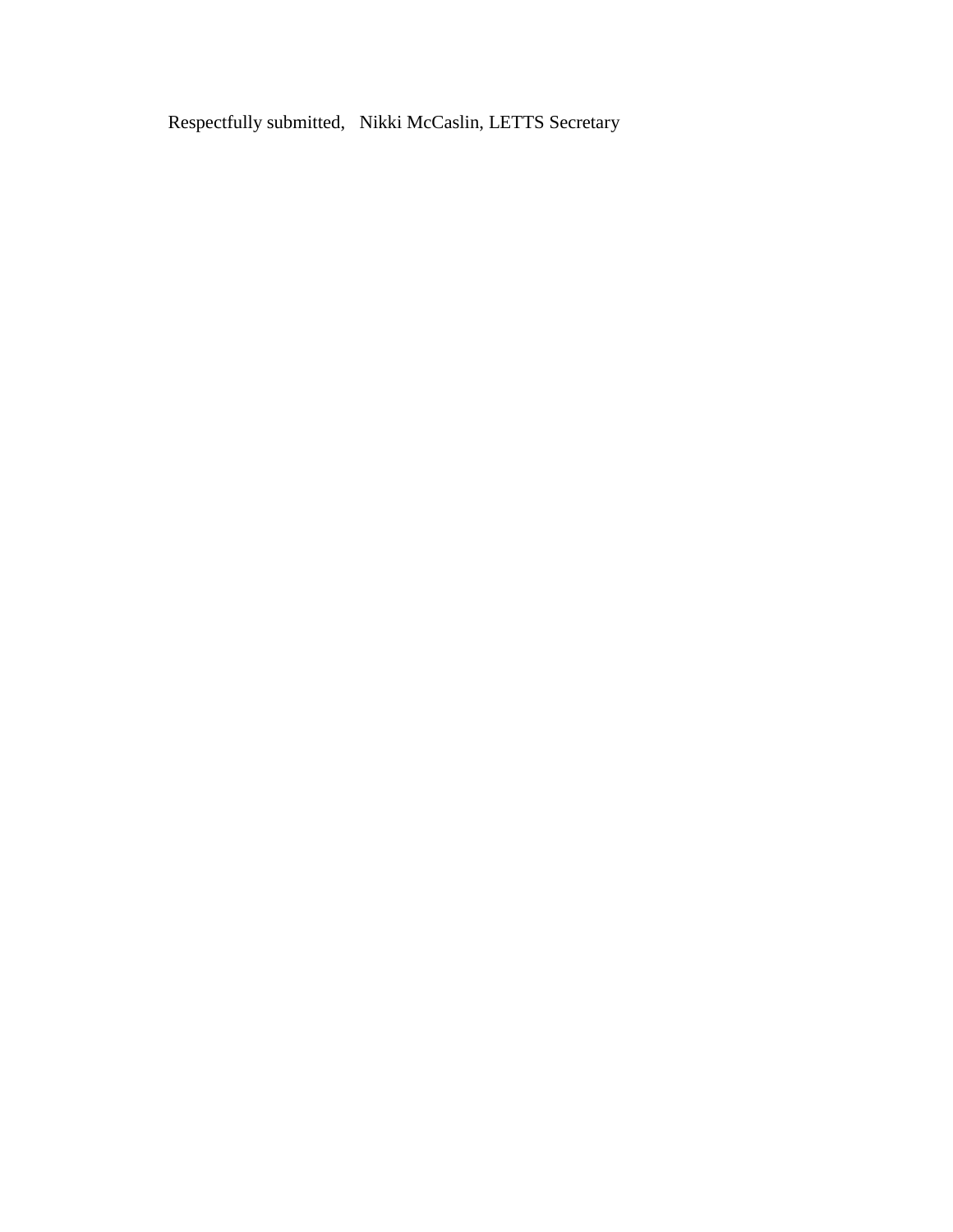Respectfully submitted,   Nikki McCaslin, LETTS Secretary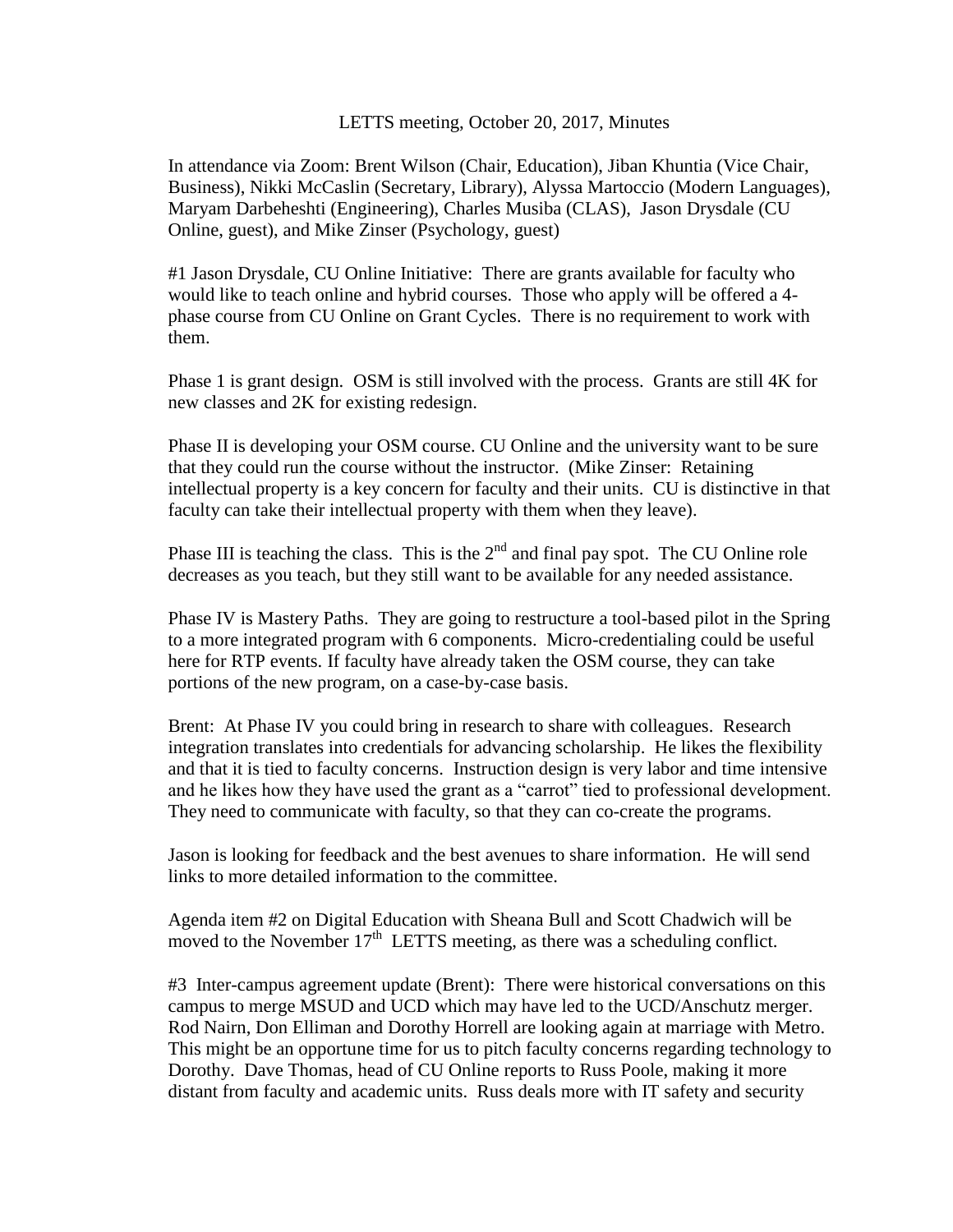LETTS meeting, October 20, 2017, Minutes

In attendance via Zoom: Brent Wilson (Chair, Education), Jiban Khuntia (Vice Chair, Business), Nikki McCaslin (Secretary, Library), Alyssa Martoccio (Modern Languages), Maryam Darbeheshti (Engineering), Charles Musiba (CLAS), Jason Drysdale (CU Online, guest), and Mike Zinser (Psychology, guest)

#1 Jason Drysdale, CU Online Initiative: There are grants available for faculty who would like to teach online and hybrid courses. Those who apply will be offered a 4-phase course from CU Online on Grant Cycles. There is no requirement to work with them.

Phase 1 is grant design. OSM is still involved with the process. Grants are still 4K for new classes and 2K for existing redesign.

Phase II is developing your OSM course. CU Online and the university want to be sure that they could run the course without the instructor. (Mike Zinser: Retaining intellectual property is a key concern for faculty and their units. CU is distinctive in that faculty can take their intellectual property with them when they leave).

Phase III is teaching the class. This is the 2nd and final pay spot. The CU Online role decreases as you teach, but they still want to be available for any needed assistance.

Phase IV is Mastery Paths. They are going to restructure a tool-based pilot in the Spring to a more integrated program with 6 components. Micro-credentialing could be useful here for RTP events. If faculty have already taken the OSM course, they can take portions of the new program, on a case-by-case basis.

Brent: At Phase IV you could bring in research to share with colleagues. Research integration translates into credentials for advancing scholarship. He likes the flexibility and that it is tied to faculty concerns. Instruction design is very labor and time intensive and he likes how they have used the grant as a "carrot" tied to professional development. They need to communicate with faculty, so that they can co-create the programs.

Jason is looking for feedback and the best avenues to share information. He will send links to more detailed information to the committee.

Agenda item #2 on Digital Education with Sheana Bull and Scott Chadwich will be moved to the November 17th LETTS meeting, as there was a scheduling conflict.

#3 Inter-campus agreement update (Brent): There were historical conversations on this campus to merge MSUD and UCD which may have led to the UCD/Anschutz merger. Rod Nairn, Don Elliman and Dorothy Horrell are looking again at marriage with Metro. This might be an opportune time for us to pitch faculty concerns regarding technology to Dorothy. Dave Thomas, head of CU Online reports to Russ Poole, making it more distant from faculty and academic units. Russ deals more with IT safety and security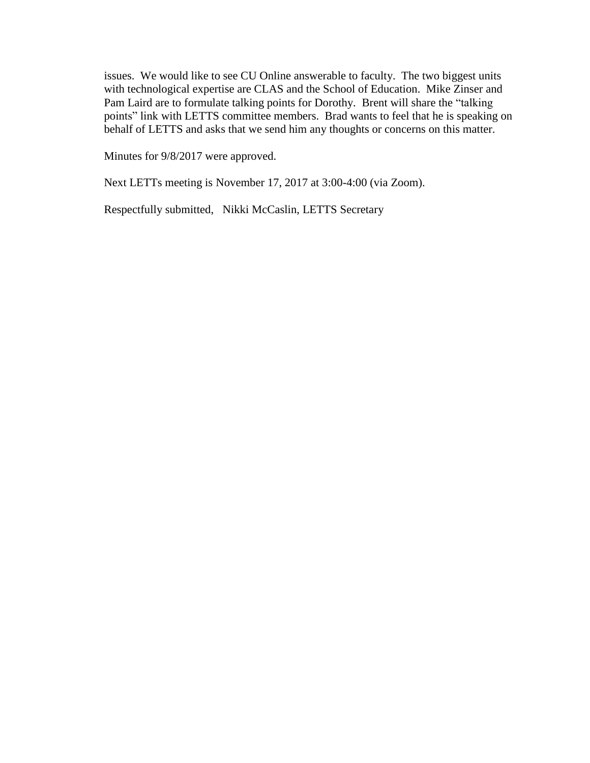issues. We would like to see CU Online answerable to faculty. The two biggest units with technological expertise are CLAS and the School of Education. Mike Zinser and Pam Laird are to formulate talking points for Dorothy. Brent will share the "talking points" link with LETTS committee members. Brad wants to feel that he is speaking on behalf of LETTS and asks that we send him any thoughts or concerns on this matter.

Minutes for 9/8/2017 were approved.

Next LETTs meeting is November 17, 2017 at 3:00-4:00 (via Zoom).

Respectfully submitted, Nikki McCaslin, LETTS Secretary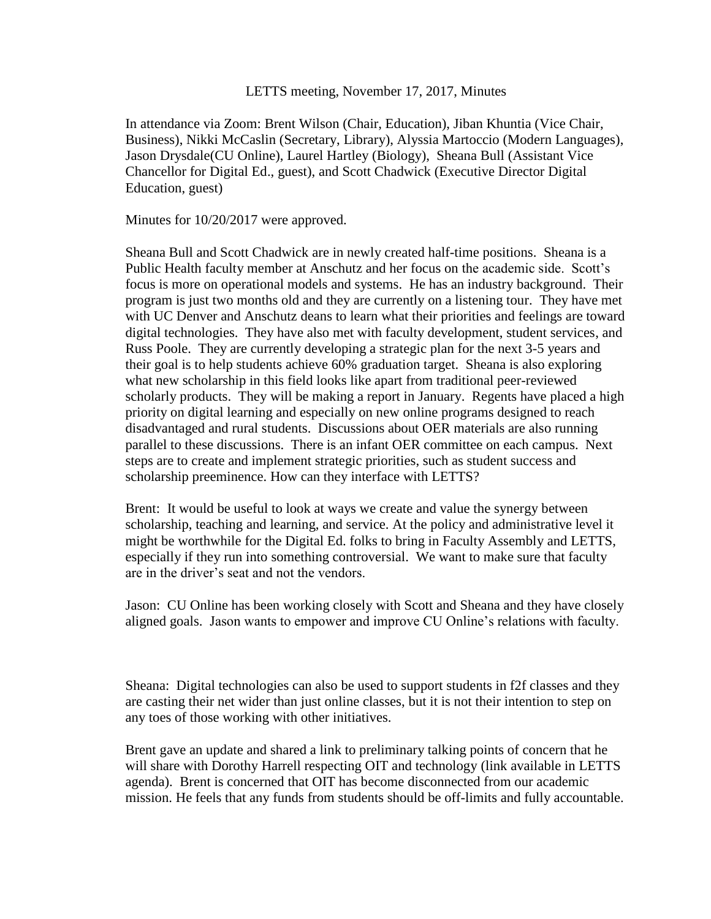LETTS meeting, November 17, 2017, Minutes

In attendance via Zoom: Brent Wilson (Chair, Education), Jiban Khuntia (Vice Chair, Business), Nikki McCaslin (Secretary, Library), Alyssia Martoccio (Modern Languages), Jason Drysdale(CU Online), Laurel Hartley (Biology), Sheana Bull (Assistant Vice Chancellor for Digital Ed., guest), and Scott Chadwick (Executive Director Digital Education, guest)

Minutes for 10/20/2017 were approved.

Sheana Bull and Scott Chadwick are in newly created half-time positions. Sheana is a Public Health faculty member at Anschutz and her focus on the academic side. Scott's focus is more on operational models and systems. He has an industry background. Their program is just two months old and they are currently on a listening tour. They have met with UC Denver and Anschutz deans to learn what their priorities and feelings are toward digital technologies. They have also met with faculty development, student services, and Russ Poole. They are currently developing a strategic plan for the next 3-5 years and their goal is to help students achieve 60% graduation target. Sheana is also exploring what new scholarship in this field looks like apart from traditional peer-reviewed scholarly products. They will be making a report in January. Regents have placed a high priority on digital learning and especially on new online programs designed to reach disadvantaged and rural students. Discussions about OER materials are also running parallel to these discussions. There is an infant OER committee on each campus. Next steps are to create and implement strategic priorities, such as student success and scholarship preeminence. How can they interface with LETTS?

Brent: It would be useful to look at ways we create and value the synergy between scholarship, teaching and learning, and service. At the policy and administrative level it might be worthwhile for the Digital Ed. folks to bring in Faculty Assembly and LETTS, especially if they run into something controversial. We want to make sure that faculty are in the driver's seat and not the vendors.

Jason: CU Online has been working closely with Scott and Sheana and they have closely aligned goals. Jason wants to empower and improve CU Online's relations with faculty.

Sheana: Digital technologies can also be used to support students in f2f classes and they are casting their net wider than just online classes, but it is not their intention to step on any toes of those working with other initiatives.

Brent gave an update and shared a link to preliminary talking points of concern that he will share with Dorothy Harrell respecting OIT and technology (link available in LETTS agenda). Brent is concerned that OIT has become disconnected from our academic mission. He feels that any funds from students should be off-limits and fully accountable.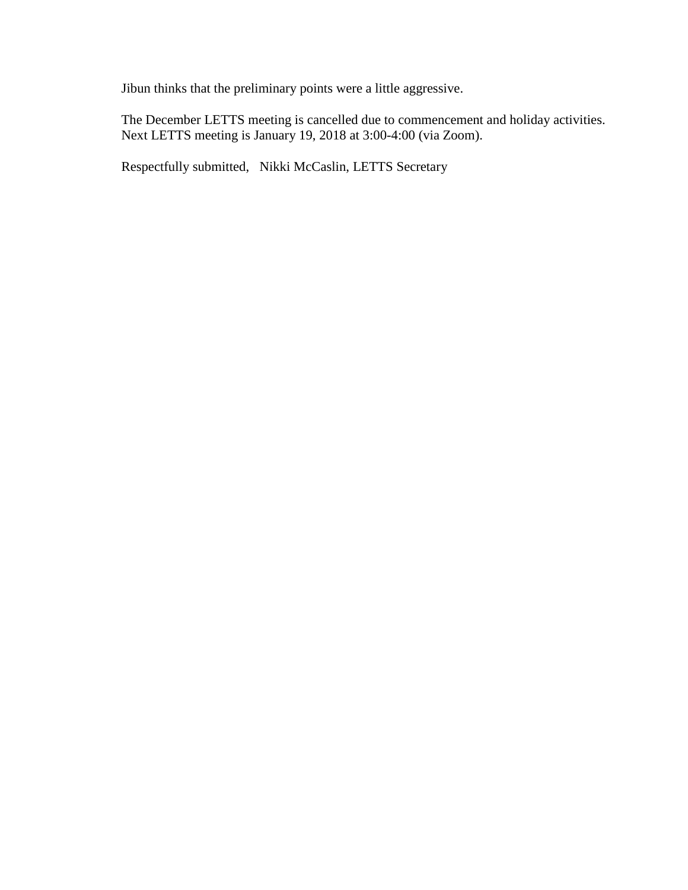Jibun thinks that the preliminary points were a little aggressive.

The December LETTS meeting is cancelled due to commencement and holiday activities. Next LETTS meeting is January 19, 2018 at 3:00-4:00 (via Zoom).

Respectfully submitted,   Nikki McCaslin, LETTS Secretary